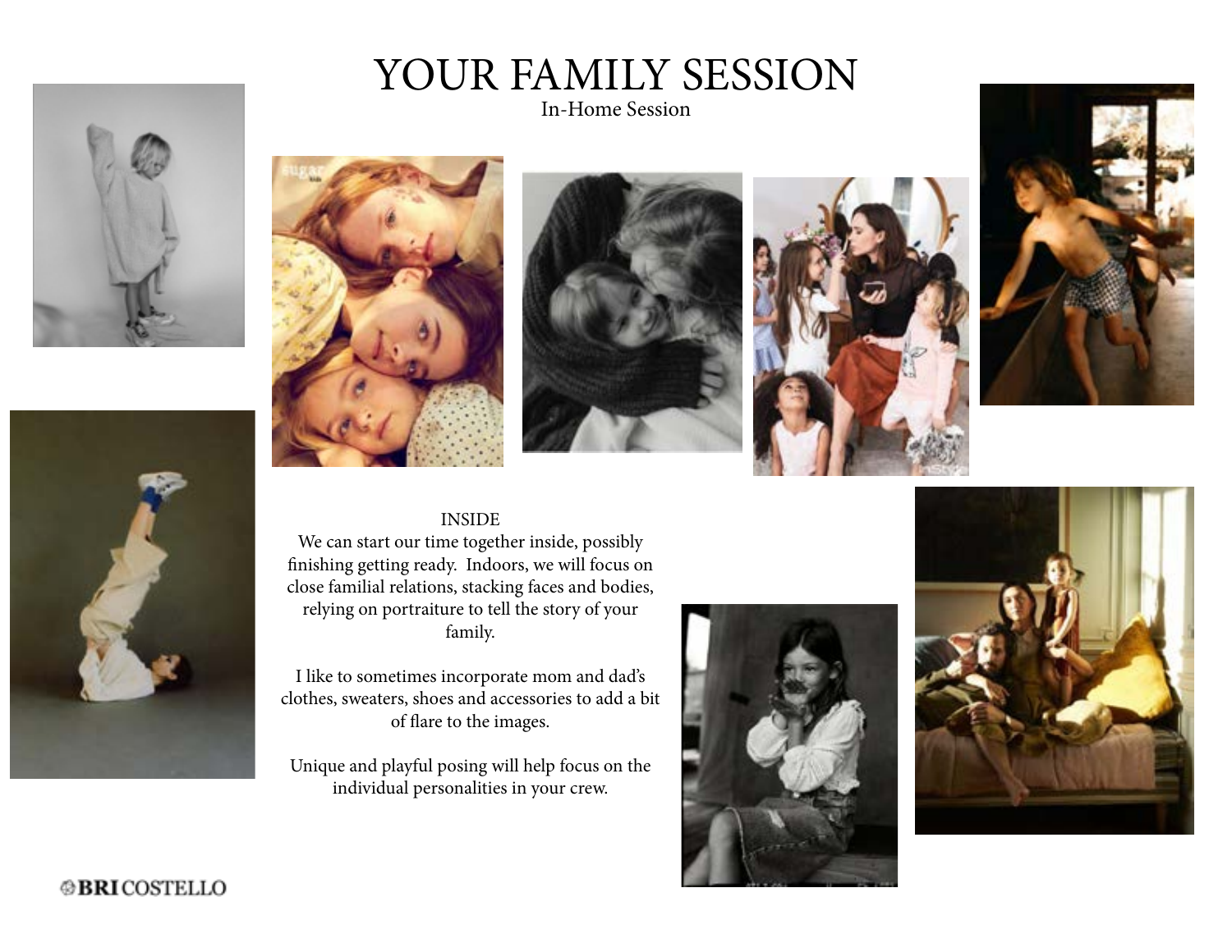# YOUR FAMILY SESSION

In-Home Session

INSIDE

We can start our time together inside, possibly finishing getting ready. Indoors, we will focus on close familial relations, stacking faces and bodies, relying on portraiture to tell the story of your family.

I like to sometimes incorporate mom and dad's clothes, sweaters, shoes and accessories to add a bit of flare to the images.

Unique and playful posing will help focus on the individual personalities in your crew.

BRI COSTELLO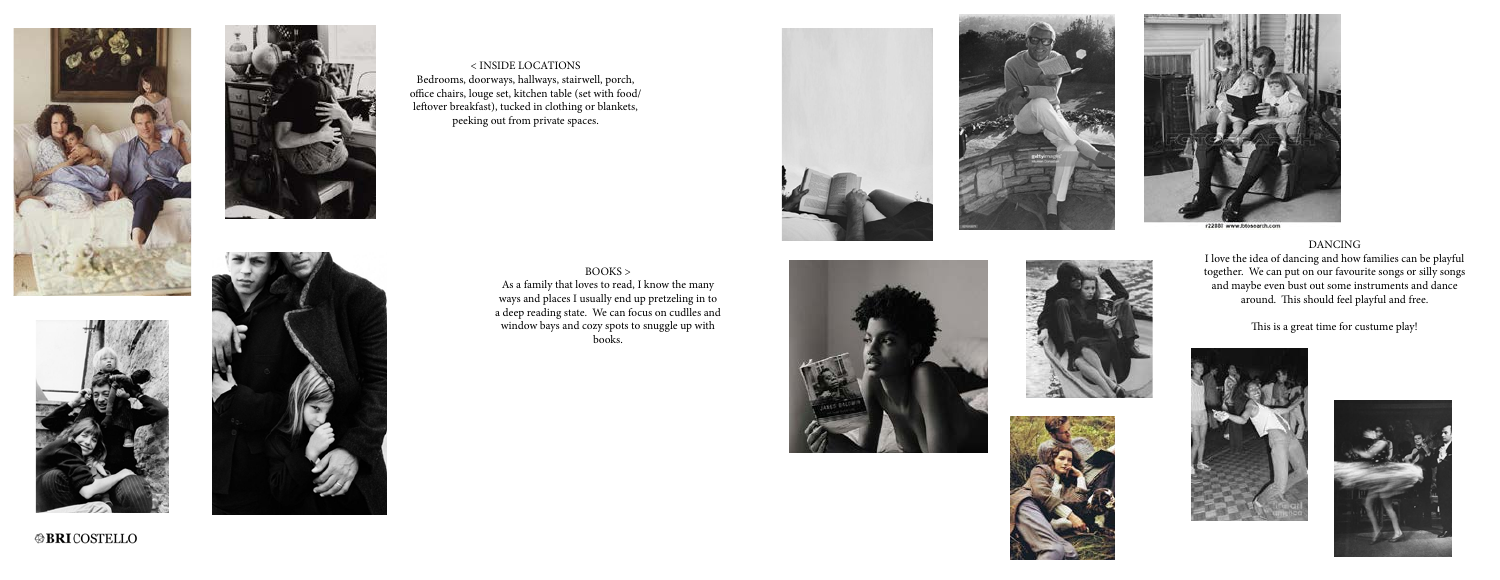< INSIDE LOCATIONS

Bedrooms, doorways, hallways, stairwell, porch, office chairs, louge set, kitchen table (set with food/ leftover breakfast), tucked in clothing or blankets, peeking out from private spaces.

BOOKS >

As a family that loves to read, I know the many ways and places I usually end up pretzeling in to a deep reading state. We can focus on cudlles and window bays and cozy spots to snuggle up with books.

DANCING

I love the idea of dancing and how families can be playful together. We can put on our favourite songs or silly songs and maybe even bust out some instruments and dance around. This should feel playful and free.

This is a great time for custume play!

**BRI** COSTELLO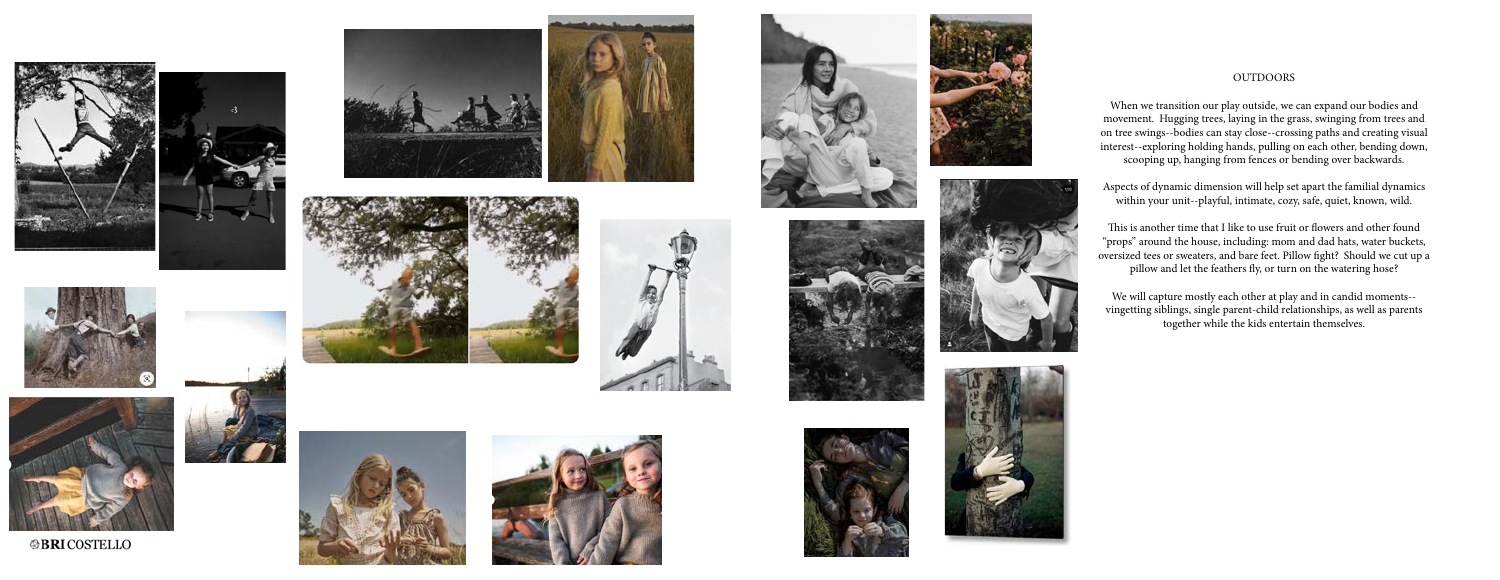# OUTDOORS

When we transition our play outside, we can expand our bodies and movement. Hugging trees, laying in the grass, swinging from trees and on tree swings--bodies can stay close--crossing paths and creating visual interest--exploring holding hands, pulling on each other, bending down, scooping up, hanging from fences or bending over backwards.

Aspects of dynamic dimension will help set apart the familial dynamics within your unit--playful, intimate, cozy, safe, quiet, known, wild.

This is another time that I like to use fruit or flowers and other found "props" around the house, including: mom and dad hats, water buckets, oversized tees or sweaters, and bare feet. Pillow fight? Should we cut up a pillow and let the feathers fly, or turn on the watering hose?

We will capture mostly each other at play and in candid moments--vingetting siblings, single parent-child relationships, as well as parents together while the kids entertain themselves.

**BRI** COSTELLO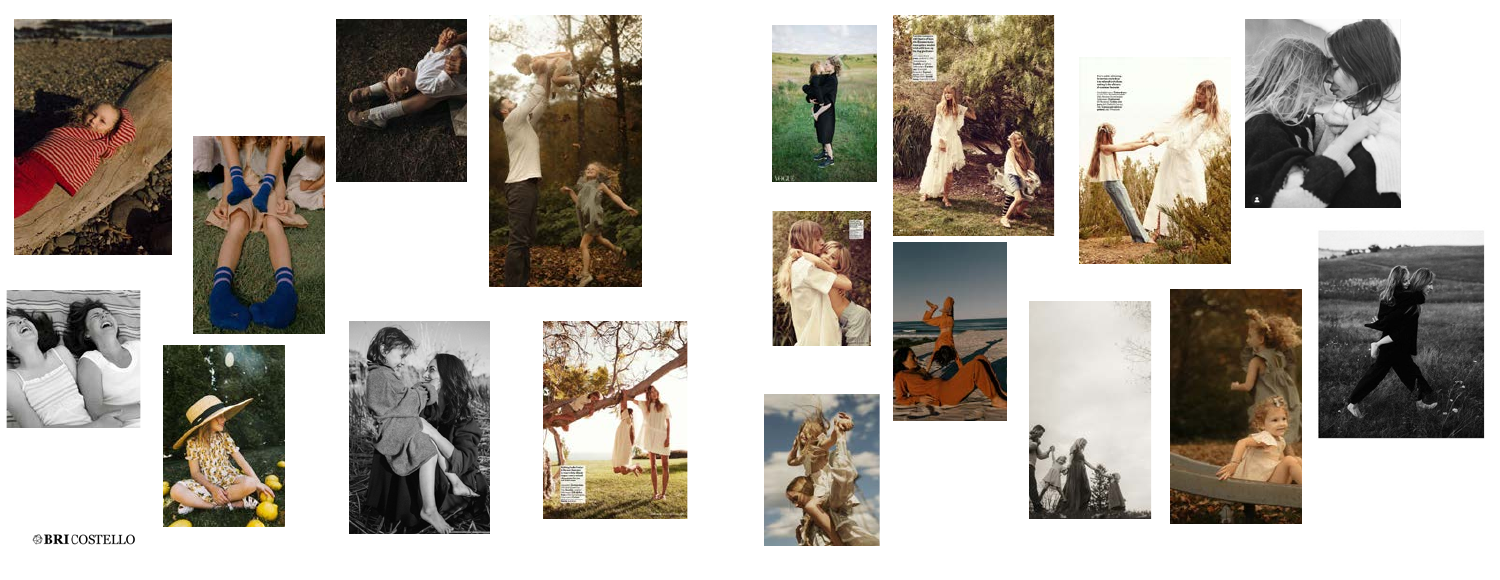BRI COSTELLO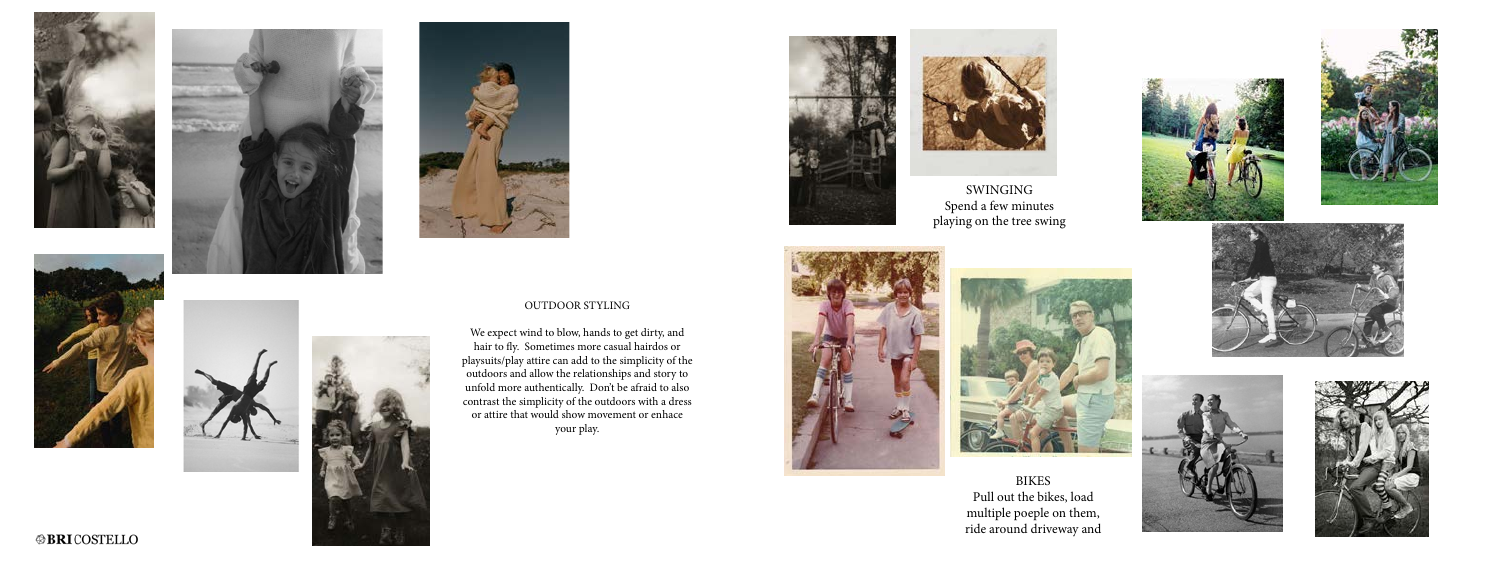## OUTDOOR STYLING

We expect wind to blow, hands to get dirty, and hair to fly. Sometimes more casual hairdos or playsuits/play attire can add to the simplicity of the outdoors and allow the relationships and story to unfold more authentically. Don't be afraid to also contrast the simplicity of the outdoors with a dress or attire that would show movement or enhace your play.

## SWINGING

Spend a few minutes playing on the tree swing

## BIKES

Pull out the bikes, load multiple poeple on them, ride around driveway and

**BRI**COSTELLO